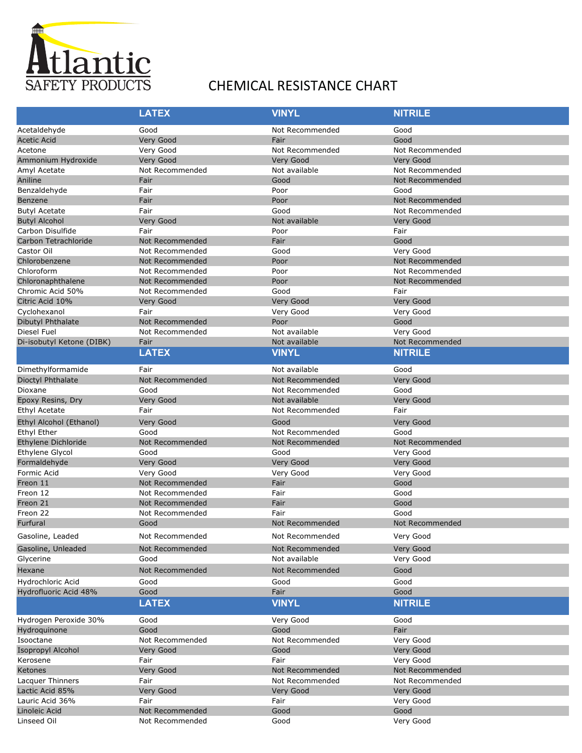Atlantic SAFETY PRODUCTS

# CHEMICAL RESISTANCE CHART

| | LATEX | VINYL | NITRILE |
|---|---|---|---|
| Acetaldehyde | Good | Not Recommended | Good |
| Acetic Acid | Very Good | Fair | Good |
| Acetone | Very Good | Not Recommended | Not Recommended |
| Ammonium Hydroxide | Very Good | Very Good | Very Good |
| Amyl Acetate | Not Recommended | Not available | Not Recommended |
| Aniline | Fair | Good | Not Recommended |
| Benzaldehyde | Fair | Poor | Good |
| Benzene | Fair | Poor | Not Recommended |
| Butyl Acetate | Fair | Good | Not Recommended |
| Butyl Alcohol | Very Good | Not available | Very Good |
| Carbon Disulfide | Fair | Poor | Fair |
| Carbon Tetrachloride | Not Recommended | Fair | Good |
| Castor Oil | Not Recommended | Good | Very Good |
| Chlorobenzene | Not Recommended | Poor | Not Recommended |
| Chloroform | Not Recommended | Poor | Not Recommended |
| Chloronaphthalene | Not Recommended | Poor | Not Recommended |
| Chromic Acid 50% | Not Recommended | Good | Fair |
| Citric Acid 10% | Very Good | Very Good | Very Good |
| Cyclohexanol | Fair | Very Good | Very Good |
| Dibutyl Phthalate | Not Recommended | Poor | Good |
| Diesel Fuel | Not Recommended | Not available | Very Good |
| Di-isobutyl Ketone (DIBK) | Fair | Not available | Not Recommended |
| Dimethylformamide | Fair | Not available | Good |
| Dioctyl Phthalate | Not Recommended | Not Recommended | Very Good |
| Dioxane | Good | Not Recommended | Good |
| Epoxy Resins, Dry | Very Good | Not available | Very Good |
| Ethyl Acetate | Fair | Not Recommended | Fair |
| Ethyl Alcohol (Ethanol) | Very Good | Good | Very Good |
| Ethyl Ether | Good | Not Recommended | Good |
| Ethylene Dichloride | Not Recommended | Not Recommended | Not Recommended |
| Ethylene Glycol | Good | Good | Very Good |
| Formaldehyde | Very Good | Very Good | Very Good |
| Formic Acid | Very Good | Very Good | Very Good |
| Freon 11 | Not Recommended | Fair | Good |
| Freon 12 | Not Recommended | Fair | Good |
| Freon 21 | Not Recommended | Fair | Good |
| Freon 22 | Not Recommended | Fair | Good |
| Furfural | Good | Not Recommended | Not Recommended |
| Gasoline, Leaded | Not Recommended | Not Recommended | Very Good |
| Gasoline, Unleaded | Not Recommended | Not Recommended | Very Good |
| Glycerine | Good | Not available | Very Good |
| Hexane | Not Recommended | Not Recommended | Good |
| Hydrochloric Acid | Good | Good | Good |
| Hydrofluoric Acid 48% | Good | Fair | Good |
| Hydrogen Peroxide 30% | Good | Very Good | Good |
| Hydroquinone | Good | Good | Fair |
| Isooctane | Not Recommended | Not Recommended | Very Good |
| Isopropyl Alcohol | Very Good | Good | Very Good |
| Kerosene | Fair | Fair | Very Good |
| Ketones | Very Good | Not Recommended | Not Recommended |
| Lacquer Thinners | Fair | Not Recommended | Not Recommended |
| Lactic Acid 85% | Very Good | Very Good | Very Good |
| Lauric Acid 36% | Fair | Fair | Very Good |
| Linoleic Acid | Not Recommended | Good | Good |
| Linseed Oil | Not Recommended | Good | Very Good |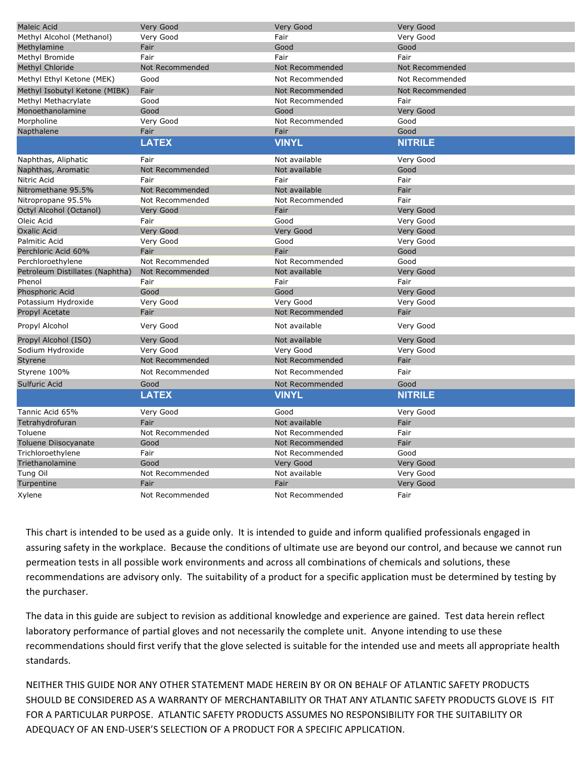| | LATEX | VINYL | NITRILE |
|---|---|---|---|
| Maleic Acid | Very Good | Very Good | Very Good |
| Methyl Alcohol (Methanol) | Very Good | Fair | Very Good |
| Methylamine | Fair | Good | Good |
| Methyl Bromide | Fair | Fair | Fair |
| Methyl Chloride | Not Recommended | Not Recommended | Not Recommended |
| Methyl Ethyl Ketone (MEK) | Good | Not Recommended | Not Recommended |
| Methyl Isobutyl Ketone (MIBK) | Fair | Not Recommended | Not Recommended |
| Methyl Methacrylate | Good | Not Recommended | Fair |
| Monoethanolamine | Good | Good | Very Good |
| Morpholine | Very Good | Not Recommended | Good |
| Napthalene | Fair | Fair | Good |
| | **LATEX** | **VINYL** | **NITRILE** |
| Naphthas, Aliphatic | Fair | Not available | Very Good |
| Naphthas, Aromatic | Not Recommended | Not available | Good |
| Nitric Acid | Fair | Fair | Fair |
| Nitromethane 95.5% | Not Recommended | Not available | Fair |
| Nitropropane 95.5% | Not Recommended | Not Recommended | Fair |
| Octyl Alcohol (Octanol) | Very Good | Fair | Very Good |
| Oleic Acid | Fair | Good | Very Good |
| Oxalic Acid | Very Good | Very Good | Very Good |
| Palmitic Acid | Very Good | Good | Very Good |
| Perchloric Acid 60% | Fair | Fair | Good |
| Perchloroethylene | Not Recommended | Not Recommended | Good |
| Petroleum Distillates (Naphtha) | Not Recommended | Not available | Very Good |
| Phenol | Fair | Fair | Fair |
| Phosphoric Acid | Good | Good | Very Good |
| Potassium Hydroxide | Very Good | Very Good | Very Good |
| Propyl Acetate | Fair | Not Recommended | Fair |
| Propyl Alcohol | Very Good | Not available | Very Good |
| Propyl Alcohol (ISO) | Very Good | Not available | Very Good |
| Sodium Hydroxide | Very Good | Very Good | Very Good |
| Styrene | Not Recommended | Not Recommended | Fair |
| Styrene 100% | Not Recommended | Not Recommended | Fair |
| Sulfuric Acid | Good | Not Recommended | Good |
| | **LATEX** | **VINYL** | **NITRILE** |
| Tannic Acid 65% | Very Good | Good | Very Good |
| Tetrahydrofuran | Fair | Not available | Fair |
| Toluene | Not Recommended | Not Recommended | Fair |
| Toluene Diisocyanate | Good | Not Recommended | Fair |
| Trichloroethylene | Fair | Not Recommended | Good |
| Triethanolamine | Good | Very Good | Very Good |
| Tung Oil | Not Recommended | Not available | Very Good |
| Turpentine | Fair | Fair | Very Good |
| Xylene | Not Recommended | Not Recommended | Fair |

This chart is intended to be used as a guide only. It is intended to guide and inform qualified professionals engaged in assuring safety in the workplace. Because the conditions of ultimate use are beyond our control, and because we cannot run permeation tests in all possible work environments and across all combinations of chemicals and solutions, these recommendations are advisory only. The suitability of a product for a specific application must be determined by testing by the purchaser.

The data in this guide are subject to revision as additional knowledge and experience are gained. Test data herein reflect laboratory performance of partial gloves and not necessarily the complete unit. Anyone intending to use these recommendations should first verify that the glove selected is suitable for the intended use and meets all appropriate health standards.

NEITHER THIS GUIDE NOR ANY OTHER STATEMENT MADE HEREIN BY OR ON BEHALF OF ATLANTIC SAFETY PRODUCTS SHOULD BE CONSIDERED AS A WARRANTY OF MERCHANTABILITY OR THAT ANY ATLANTIC SAFETY PRODUCTS GLOVE IS FIT FOR A PARTICULAR PURPOSE. ATLANTIC SAFETY PRODUCTS ASSUMES NO RESPONSIBILITY FOR THE SUITABILITY OR ADEQUACY OF AN END-USER'S SELECTION OF A PRODUCT FOR A SPECIFIC APPLICATION.